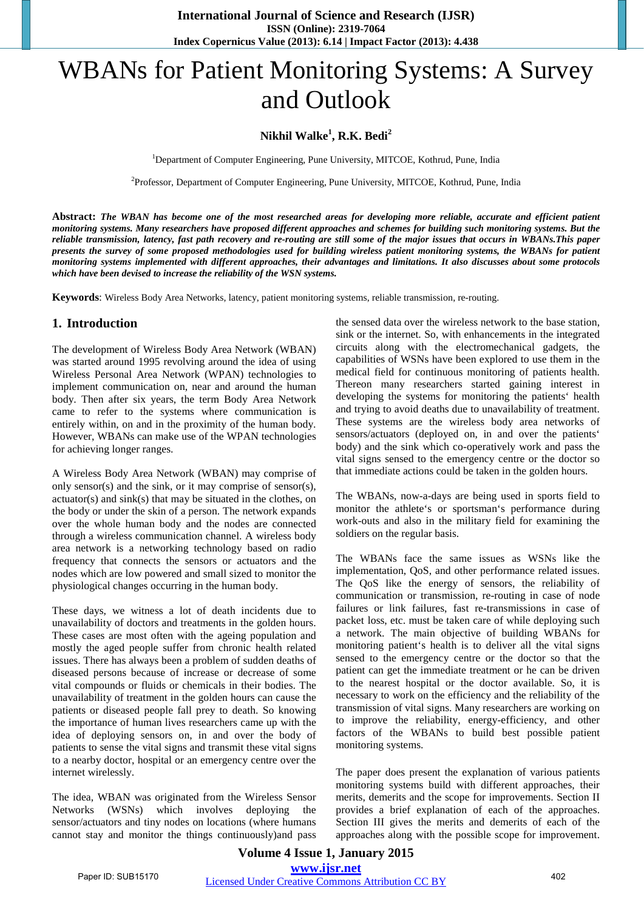# WBANs for Patient Monitoring Systems: A Survey and Outlook

**Nikhil Walke[1], R.K. Bedi[2]**

[1]Department of Computer Engineering, Pune University, MITCOE, Kothrud, Pune, India

[2]Professor, Department of Computer Engineering, Pune University, MITCOE, Kothrud, Pune, India

**Abstract:** ***The WBAN has become one of the most researched areas for developing more reliable, accurate and efficient patient monitoring systems. Many researchers have proposed different approaches and schemes for building such monitoring systems. But the reliable transmission, latency, fast path recovery and re-routing are still some of the major issues that occurs in WBANs.This paper presents the survey of some proposed methodologies used for building wireless patient monitoring systems, the WBANs for patient monitoring systems implemented with different approaches, their advantages and limitations. It also discusses about some protocols which have been devised to increase the reliability of the WSN systems.***

**Keywords**: Wireless Body Area Networks, latency, patient monitoring systems, reliable transmission, re-routing.

## 1. Introduction

The development of Wireless Body Area Network (WBAN) was started around 1995 revolving around the idea of using Wireless Personal Area Network (WPAN) technologies to implement communication on, near and around the human body. Then after six years, the term Body Area Network came to refer to the systems where communication is entirely within, on and in the proximity of the human body. However, WBANs can make use of the WPAN technologies for achieving longer ranges.

A Wireless Body Area Network (WBAN) may comprise of only sensor(s) and the sink, or it may comprise of sensor(s), actuator(s) and sink(s) that may be situated in the clothes, on the body or under the skin of a person. The network expands over the whole human body and the nodes are connected through a wireless communication channel. A wireless body area network is a networking technology based on radio frequency that connects the sensors or actuators and the nodes which are low powered and small sized to monitor the physiological changes occurring in the human body.

These days, we witness a lot of death incidents due to unavailability of doctors and treatments in the golden hours. These cases are most often with the ageing population and mostly the aged people suffer from chronic health related issues. There has always been a problem of sudden deaths of diseased persons because of increase or decrease of some vital compounds or fluids or chemicals in their bodies. The unavailability of treatment in the golden hours can cause the patients or diseased people fall prey to death. So knowing the importance of human lives researchers came up with the idea of deploying sensors on, in and over the body of patients to sense the vital signs and transmit these vital signs to a nearby doctor, hospital or an emergency centre over the internet wirelessly.

The idea, WBAN was originated from the Wireless Sensor Networks (WSNs) which involves deploying the sensor/actuators and tiny nodes on locations (where humans cannot stay and monitor the things continuously)and pass the sensed data over the wireless network to the base station, sink or the internet. So, with enhancements in the integrated circuits along with the electromechanical gadgets, the capabilities of WSNs have been explored to use them in the medical field for continuous monitoring of patients health. Thereon many researchers started gaining interest in developing the systems for monitoring the patients‘ health and trying to avoid deaths due to unavailability of treatment. These systems are the wireless body area networks of sensors/actuators (deployed on, in and over the patients‘ body) and the sink which co-operatively work and pass the vital signs sensed to the emergency centre or the doctor so that immediate actions could be taken in the golden hours.

The WBANs, now-a-days are being used in sports field to monitor the athlete‘s or sportsman‘s performance during work-outs and also in the military field for examining the soldiers on the regular basis.

The WBANs face the same issues as WSNs like the implementation, QoS, and other performance related issues. The QoS like the energy of sensors, the reliability of communication or transmission, re-routing in case of node failures or link failures, fast re-transmissions in case of packet loss, etc. must be taken care of while deploying such a network. The main objective of building WBANs for monitoring patient‘s health is to deliver all the vital signs sensed to the emergency centre or the doctor so that the patient can get the immediate treatment or he can be driven to the nearest hospital or the doctor available. So, it is necessary to work on the efficiency and the reliability of the transmission of vital signs. Many researchers are working on to improve the reliability, energy-efficiency, and other factors of the WBANs to build best possible patient monitoring systems.

The paper does present the explanation of various patients monitoring systems build with different approaches, their merits, demerits and the scope for improvements. Section II provides a brief explanation of each of the approaches. Section III gives the merits and demerits of each of the approaches along with the possible scope for improvement.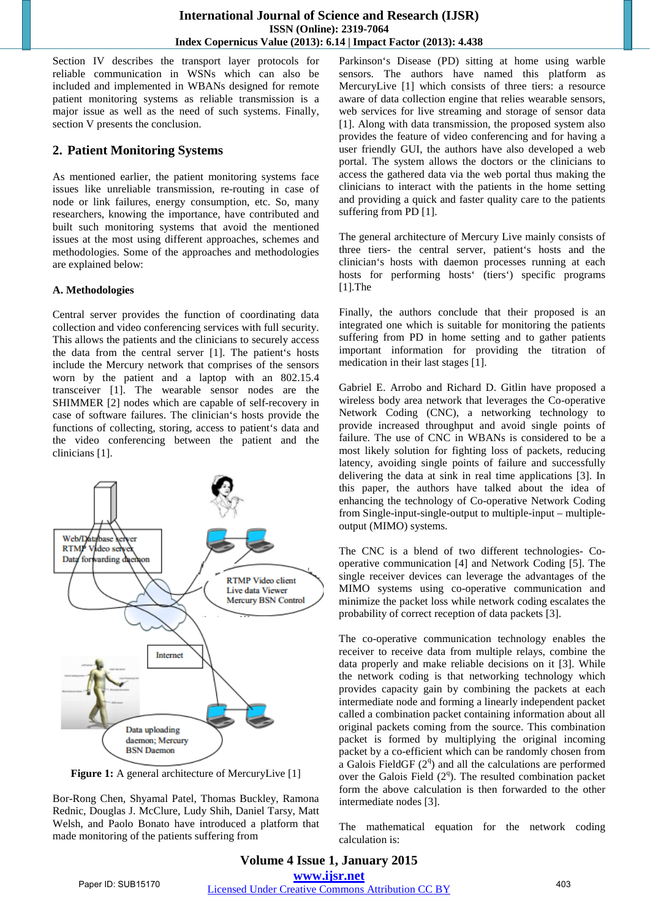Section IV describes the transport layer protocols for reliable communication in WSNs which can also be included and implemented in WBANs designed for remote patient monitoring systems as reliable transmission is a major issue as well as the need of such systems. Finally, section V presents the conclusion.

## 2. Patient Monitoring Systems

As mentioned earlier, the patient monitoring systems face issues like unreliable transmission, re-routing in case of node or link failures, energy consumption, etc. So, many researchers, knowing the importance, have contributed and built such monitoring systems that avoid the mentioned issues at the most using different approaches, schemes and methodologies. Some of the approaches and methodologies are explained below:

### A. Methodologies

Central server provides the function of coordinating data collection and video conferencing services with full security. This allows the patients and the clinicians to securely access the data from the central server [1]. The patient's hosts include the Mercury network that comprises of the sensors worn by the patient and a laptop with an 802.15.4 transceiver [1]. The wearable sensor nodes are the SHIMMER [2] nodes which are capable of self-recovery in case of software failures. The clinician's hosts provide the functions of collecting, storing, access to patient's data and the video conferencing between the patient and the clinicians [1].

**Figure 1:** A general architecture of MercuryLive [1]

Bor-Rong Chen, Shyamal Patel, Thomas Buckley, Ramona Rednic, Douglas J. McClure, Ludy Shih, Daniel Tarsy, Matt Welsh, and Paolo Bonato have introduced a platform that made monitoring of the patients suffering from Parkinson's Disease (PD) sitting at home using warble sensors. The authors have named this platform as MercuryLive [1] which consists of three tiers: a resource aware of data collection engine that relies wearable sensors, web services for live streaming and storage of sensor data [1]. Along with data transmission, the proposed system also provides the feature of video conferencing and for having a user friendly GUI, the authors have also developed a web portal. The system allows the doctors or the clinicians to access the gathered data via the web portal thus making the clinicians to interact with the patients in the home setting and providing a quick and faster quality care to the patients suffering from PD [1].

The general architecture of Mercury Live mainly consists of three tiers- the central server, patient's hosts and the clinician's hosts with daemon processes running at each hosts for performing hosts' (tiers') specific programs [1].The

Finally, the authors conclude that their proposed is an integrated one which is suitable for monitoring the patients suffering from PD in home setting and to gather patients important information for providing the titration of medication in their last stages [1].

Gabriel E. Arrobo and Richard D. Gitlin have proposed a wireless body area network that leverages the Co-operative Network Coding (CNC), a networking technology to provide increased throughput and avoid single points of failure. The use of CNC in WBANs is considered to be a most likely solution for fighting loss of packets, reducing latency, avoiding single points of failure and successfully delivering the data at sink in real time applications [3]. In this paper, the authors have talked about the idea of enhancing the technology of Co-operative Network Coding from Single-input-single-output to multiple-input – multiple-output (MIMO) systems.

The CNC is a blend of two different technologies- Co-operative communication [4] and Network Coding [5]. The single receiver devices can leverage the advantages of the MIMO systems using co-operative communication and minimize the packet loss while network coding escalates the probability of correct reception of data packets [3].

The co-operative communication technology enables the receiver to receive data from multiple relays, combine the data properly and make reliable decisions on it [3]. While the network coding is that networking technology which provides capacity gain by combining the packets at each intermediate node and forming a linearly independent packet called a combination packet containing information about all original packets coming from the source. This combination packet is formed by multiplying the original incoming packet by a co-efficient which can be randomly chosen from a Galois FieldGF ($2^q$) and all the calculations are performed over the Galois Field ($2^q$). The resulted combination packet form the above calculation is then forwarded to the other intermediate nodes [3].

The mathematical equation for the network coding calculation is: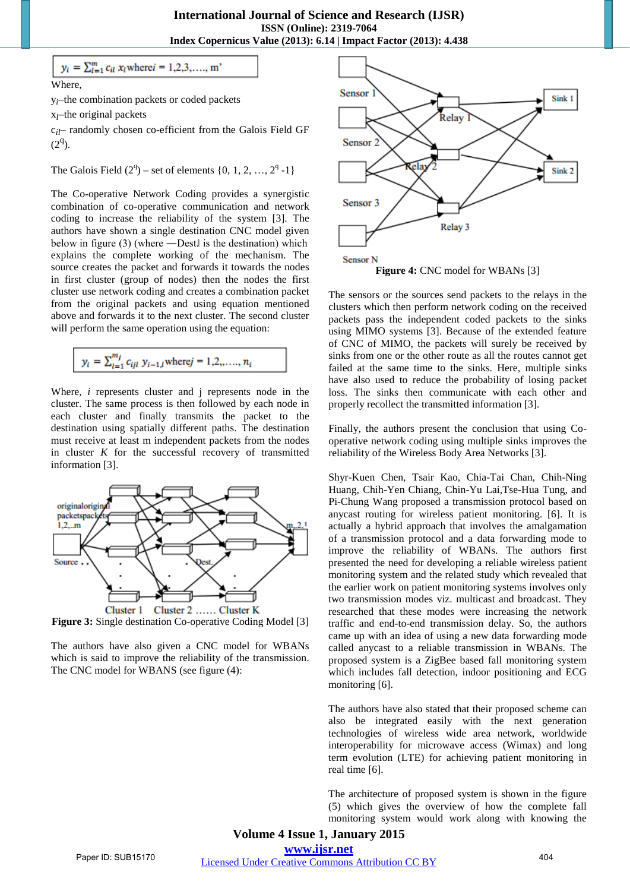$$y_i = \sum_{l=1}^{m} c_{il}\, x_l \text{ where } i = 1,2,3,\ldots, m'$$

Where,

$y_i$–the combination packets or coded packets

$x_l$–the original packets

$c_{il}$– randomly chosen co-efficient from the Galois Field GF ($2^q$).

The Galois Field ($2^q$) – set of elements {0, 1, 2, …, $2^q$ -1}

The Co-operative Network Coding provides a synergistic combination of co-operative communication and network coding to increase the reliability of the system [3]. The authors have shown a single destination CNC model given below in figure (3) (where ―Dest‖ is the destination) which explains the complete working of the mechanism. The source creates the packet and forwards it towards the nodes in first cluster (group of nodes) then the nodes the first cluster use network coding and creates a combination packet from the original packets and using equation mentioned above and forwards it to the next cluster. The second cluster will perform the same operation using the equation:

$$y_i = \sum_{l=1}^{m_j} c_{ijl}\, y_{i-1,l} \text{ where } j = 1,2,\ldots, n_i$$

Where, $i$ represents cluster and j represents node in the cluster. The same process is then followed by each node in each cluster and finally transmits the packet to the destination using spatially different paths. The destination must receive at least m independent packets from the nodes in cluster $K$ for the successful recovery of transmitted information [3].

**Figure 3:** Single destination Co-operative Coding Model [3]

The authors have also given a CNC model for WBANs which is said to improve the reliability of the transmission. The CNC model for WBANS (see figure (4):

**Figure 4:** CNC model for WBANs [3]

The sensors or the sources send packets to the relays in the clusters which then perform network coding on the received packets pass the independent coded packets to the sinks using MIMO systems [3]. Because of the extended feature of CNC of MIMO, the packets will surely be received by sinks from one or the other route as all the routes cannot get failed at the same time to the sinks. Here, multiple sinks have also used to reduce the probability of losing packet loss. The sinks then communicate with each other and properly recollect the transmitted information [3].

Finally, the authors present the conclusion that using Co-operative network coding using multiple sinks improves the reliability of the Wireless Body Area Networks [3].

Shyr-Kuen Chen, Tsair Kao, Chia-Tai Chan, Chih-Ning Huang, Chih-Yen Chiang, Chin-Yu Lai,Tse-Hua Tung, and Pi-Chung Wang proposed a transmission protocol based on anycast routing for wireless patient monitoring. [6]. It is actually a hybrid approach that involves the amalgamation of a transmission protocol and a data forwarding mode to improve the reliability of WBANs. The authors first presented the need for developing a reliable wireless patient monitoring system and the related study which revealed that the earlier work on patient monitoring systems involves only two transmission modes viz. multicast and broadcast. They researched that these modes were increasing the network traffic and end-to-end transmission delay. So, the authors came up with an idea of using a new data forwarding mode called anycast to a reliable transmission in WBANs. The proposed system is a ZigBee based fall monitoring system which includes fall detection, indoor positioning and ECG monitoring [6].

The authors have also stated that their proposed scheme can also be integrated easily with the next generation technologies of wireless wide area network, worldwide interoperability for microwave access (Wimax) and long term evolution (LTE) for achieving patient monitoring in real time [6].

The architecture of proposed system is shown in the figure (5) which gives the overview of how the complete fall monitoring system would work along with knowing the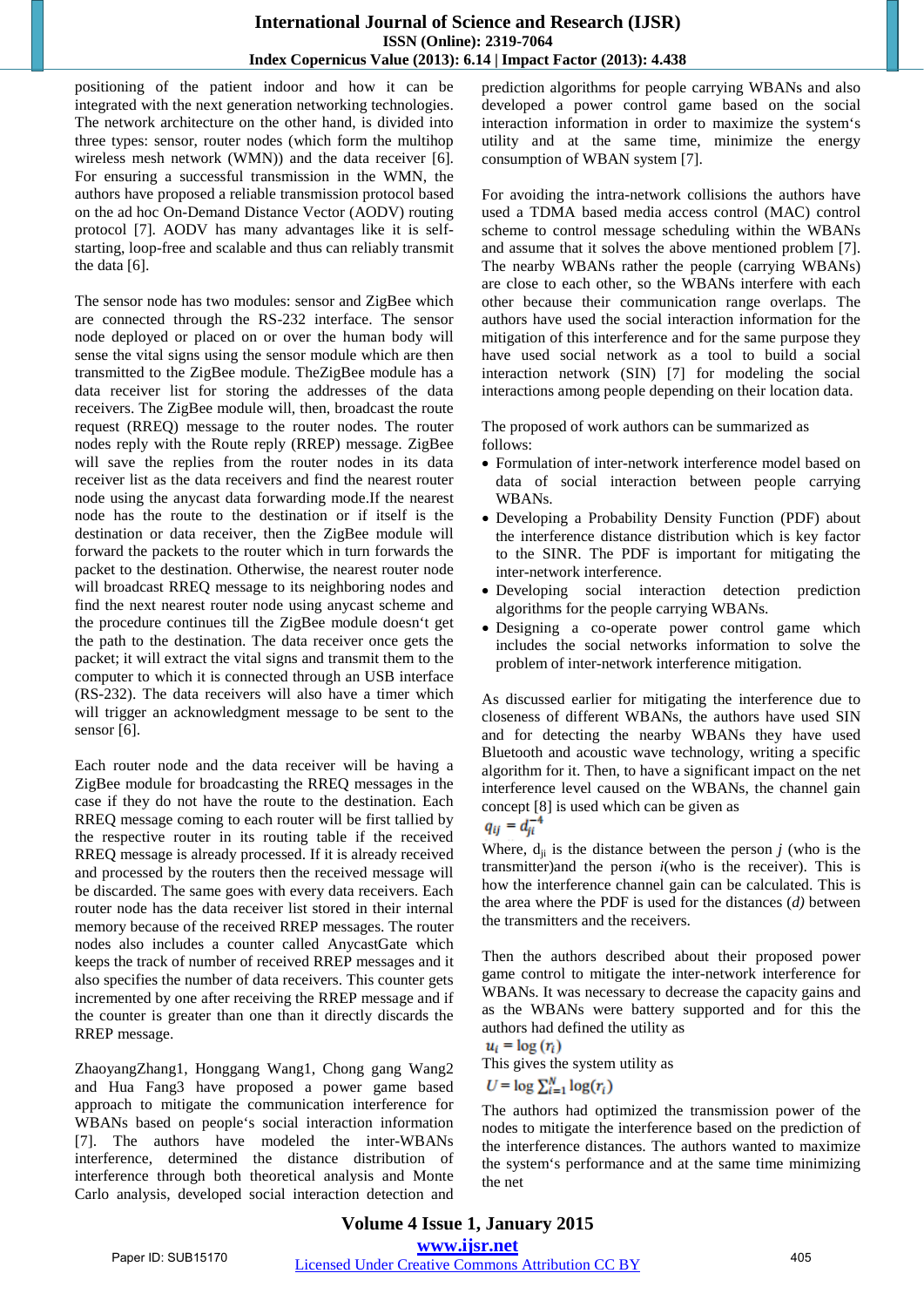positioning of the patient indoor and how it can be integrated with the next generation networking technologies. The network architecture on the other hand, is divided into three types: sensor, router nodes (which form the multihop wireless mesh network (WMN)) and the data receiver [6]. For ensuring a successful transmission in the WMN, the authors have proposed a reliable transmission protocol based on the ad hoc On-Demand Distance Vector (AODV) routing protocol [7]. AODV has many advantages like it is self-starting, loop-free and scalable and thus can reliably transmit the data [6].

The sensor node has two modules: sensor and ZigBee which are connected through the RS-232 interface. The sensor node deployed or placed on or over the human body will sense the vital signs using the sensor module which are then transmitted to the ZigBee module. TheZigBee module has a data receiver list for storing the addresses of the data receivers. The ZigBee module will, then, broadcast the route request (RREQ) message to the router nodes. The router nodes reply with the Route reply (RREP) message. ZigBee will save the replies from the router nodes in its data receiver list as the data receivers and find the nearest router node using the anycast data forwarding mode.If the nearest node has the route to the destination or if itself is the destination or data receiver, then the ZigBee module will forward the packets to the router which in turn forwards the packet to the destination. Otherwise, the nearest router node will broadcast RREQ message to its neighboring nodes and find the next nearest router node using anycast scheme and the procedure continues till the ZigBee module doesn‘t get the path to the destination. The data receiver once gets the packet; it will extract the vital signs and transmit them to the computer to which it is connected through an USB interface (RS-232). The data receivers will also have a timer which will trigger an acknowledgment message to be sent to the sensor [6].

Each router node and the data receiver will be having a ZigBee module for broadcasting the RREQ messages in the case if they do not have the route to the destination. Each RREQ message coming to each router will be first tallied by the respective router in its routing table if the received RREQ message is already processed. If it is already received and processed by the routers then the received message will be discarded. The same goes with every data receivers. Each router node has the data receiver list stored in their internal memory because of the received RREP messages. The router nodes also includes a counter called AnycastGate which keeps the track of number of received RREP messages and it also specifies the number of data receivers. This counter gets incremented by one after receiving the RREP message and if the counter is greater than one than it directly discards the RREP message.

ZhaoyangZhang1, Honggang Wang1, Chong gang Wang2 and Hua Fang3 have proposed a power game based approach to mitigate the communication interference for WBANs based on people‘s social interaction information [7]. The authors have modeled the inter-WBANs interference, determined the distance distribution of interference through both theoretical analysis and Monte Carlo analysis, developed social interaction detection and prediction algorithms for people carrying WBANs and also developed a power control game based on the social interaction information in order to maximize the system‘s utility and at the same time, minimize the energy consumption of WBAN system [7].

For avoiding the intra-network collisions the authors have used a TDMA based media access control (MAC) control scheme to control message scheduling within the WBANs and assume that it solves the above mentioned problem [7]. The nearby WBANs rather the people (carrying WBANs) are close to each other, so the WBANs interfere with each other because their communication range overlaps. The authors have used the social interaction information for the mitigation of this interference and for the same purpose they have used social network as a tool to build a social interaction network (SIN) [7] for modeling the social interactions among people depending on their location data.

The proposed of work authors can be summarized as follows:

- Formulation of inter-network interference model based on data of social interaction between people carrying WBANs.
- Developing a Probability Density Function (PDF) about the interference distance distribution which is key factor to the SINR. The PDF is important for mitigating the inter-network interference.
- Developing social interaction detection prediction algorithms for the people carrying WBANs.
- Designing a co-operate power control game which includes the social networks information to solve the problem of inter-network interference mitigation.

As discussed earlier for mitigating the interference due to closeness of different WBANs, the authors have used SIN and for detecting the nearby WBANs they have used Bluetooth and acoustic wave technology, writing a specific algorithm for it. Then, to have a significant impact on the net interference level caused on the WBANs, the channel gain concept [8] is used which can be given as

$$q_{ij} = d_{ji}^{-4}$$

Where, $d_{ji}$ is the distance between the person $j$ (who is the transmitter)and the person $i$(who is the receiver). This is how the interference channel gain can be calculated. This is the area where the PDF is used for the distances ($d$) between the transmitters and the receivers.

Then the authors described about their proposed power game control to mitigate the inter-network interference for WBANs. It was necessary to decrease the capacity gains and as the WBANs were battery supported and for this the authors had defined the utility as

$$u_i = \log(r_i)$$

This gives the system utility as

$$U = \log \sum_{i=1}^{N} \log(r_i)$$

The authors had optimized the transmission power of the nodes to mitigate the interference based on the prediction of the interference distances. The authors wanted to maximize the system‘s performance and at the same time minimizing the net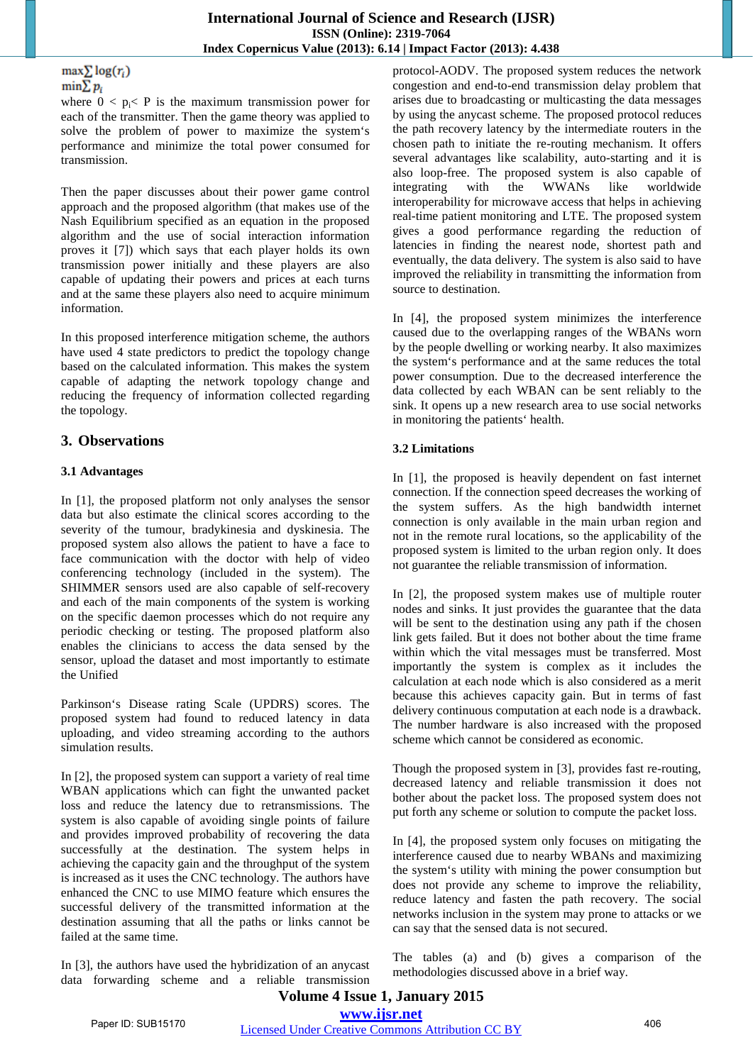$$\max \sum \log(r_i)$$
$$\min \sum p_i$$

where $0 < p_i < P$ is the maximum transmission power for each of the transmitter. Then the game theory was applied to solve the problem of power to maximize the system's performance and minimize the total power consumed for transmission.

Then the paper discusses about their power game control approach and the proposed algorithm (that makes use of the Nash Equilibrium specified as an equation in the proposed algorithm and the use of social interaction information proves it [7]) which says that each player holds its own transmission power initially and these players are also capable of updating their powers and prices at each turns and at the same these players also need to acquire minimum information.

In this proposed interference mitigation scheme, the authors have used 4 state predictors to predict the topology change based on the calculated information. This makes the system capable of adapting the network topology change and reducing the frequency of information collected regarding the topology.

## 3. Observations

### 3.1 Advantages

In [1], the proposed platform not only analyses the sensor data but also estimate the clinical scores according to the severity of the tumour, bradykinesia and dyskinesia. The proposed system also allows the patient to have a face to face communication with the doctor with help of video conferencing technology (included in the system). The SHIMMER sensors used are also capable of self-recovery and each of the main components of the system is working on the specific daemon processes which do not require any periodic checking or testing. The proposed platform also enables the clinicians to access the data sensed by the sensor, upload the dataset and most importantly to estimate the Unified

Parkinson's Disease rating Scale (UPDRS) scores. The proposed system had found to reduced latency in data uploading, and video streaming according to the authors simulation results.

In [2], the proposed system can support a variety of real time WBAN applications which can fight the unwanted packet loss and reduce the latency due to retransmissions. The system is also capable of avoiding single points of failure and provides improved probability of recovering the data successfully at the destination. The system helps in achieving the capacity gain and the throughput of the system is increased as it uses the CNC technology. The authors have enhanced the CNC to use MIMO feature which ensures the successful delivery of the transmitted information at the destination assuming that all the paths or links cannot be failed at the same time.

In [3], the authors have used the hybridization of an anycast data forwarding scheme and a reliable transmission protocol-AODV. The proposed system reduces the network congestion and end-to-end transmission delay problem that arises due to broadcasting or multicasting the data messages by using the anycast scheme. The proposed protocol reduces the path recovery latency by the intermediate routers in the chosen path to initiate the re-routing mechanism. It offers several advantages like scalability, auto-starting and it is also loop-free. The proposed system is also capable of integrating with the WWANs like worldwide interoperability for microwave access that helps in achieving real-time patient monitoring and LTE. The proposed system gives a good performance regarding the reduction of latencies in finding the nearest node, shortest path and eventually, the data delivery. The system is also said to have improved the reliability in transmitting the information from source to destination.

In [4], the proposed system minimizes the interference caused due to the overlapping ranges of the WBANs worn by the people dwelling or working nearby. It also maximizes the system's performance and at the same reduces the total power consumption. Due to the decreased interference the data collected by each WBAN can be sent reliably to the sink. It opens up a new research area to use social networks in monitoring the patients' health.

### 3.2 Limitations

In [1], the proposed is heavily dependent on fast internet connection. If the connection speed decreases the working of the system suffers. As the high bandwidth internet connection is only available in the main urban region and not in the remote rural locations, so the applicability of the proposed system is limited to the urban region only. It does not guarantee the reliable transmission of information.

In [2], the proposed system makes use of multiple router nodes and sinks. It just provides the guarantee that the data will be sent to the destination using any path if the chosen link gets failed. But it does not bother about the time frame within which the vital messages must be transferred. Most importantly the system is complex as it includes the calculation at each node which is also considered as a merit because this achieves capacity gain. But in terms of fast delivery continuous computation at each node is a drawback. The number hardware is also increased with the proposed scheme which cannot be considered as economic.

Though the proposed system in [3], provides fast re-routing, decreased latency and reliable transmission it does not bother about the packet loss. The proposed system does not put forth any scheme or solution to compute the packet loss.

In [4], the proposed system only focuses on mitigating the interference caused due to nearby WBANs and maximizing the system's utility with mining the power consumption but does not provide any scheme to improve the reliability, reduce latency and fasten the path recovery. The social networks inclusion in the system may prone to attacks or we can say that the sensed data is not secured.

The tables (a) and (b) gives a comparison of the methodologies discussed above in a brief way.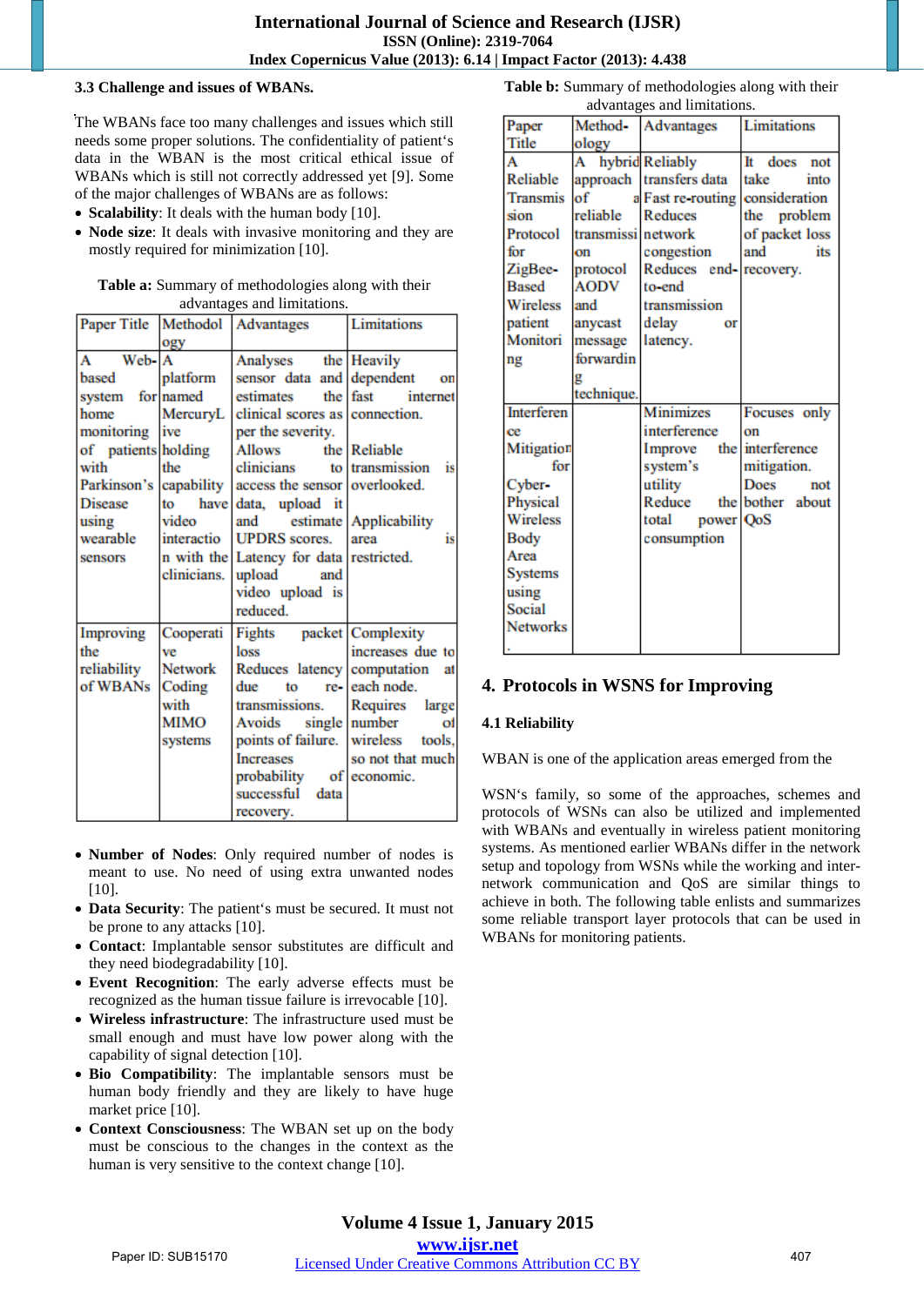### 3.3 Challenge and issues of WBANs.

The WBANs face too many challenges and issues which still needs some proper solutions. The confidentiality of patient's data in the WBAN is the most critical ethical issue of WBANs which is still not correctly addressed yet [9]. Some of the major challenges of WBANs are as follows:

- **Scalability**: It deals with the human body [10].
- **Node size**: It deals with invasive monitoring and they are mostly required for minimization [10].

**Table a:** Summary of methodologies along with their advantages and limitations.

| Paper Title | Methodology | Advantages | Limitations |
|---|---|---|---|
| A Web-based system for home monitoring of patients with Parkinson's Disease using wearable sensors | A platform named MercuryLive holding the capability to have video interaction with the clinicians. | Analyses the sensor data and estimates the clinical scores as per the severity. Allows the clinicians to access the sensor data, upload it and estimate UPDRS scores. Latency for data upload and video upload is reduced. | Heavily dependent on fast internet connection. Reliable transmission is overlooked. Applicability area is restricted. |
| Improving the reliability of WBANs | Cooperative Network Coding with MIMO systems | Fights packet loss Reduces latency due to re-transmissions. Avoids single points of failure. Increases probability of successful data recovery. | Complexity increases due to computation at each node. Requires large number of wireless tools, so not that much economic. |

- **Number of Nodes**: Only required number of nodes is meant to use. No need of using extra unwanted nodes [10].
- **Data Security**: The patient's must be secured. It must not be prone to any attacks [10].
- **Contact**: Implantable sensor substitutes are difficult and they need biodegradability [10].
- **Event Recognition**: The early adverse effects must be recognized as the human tissue failure is irrevocable [10].
- **Wireless infrastructure**: The infrastructure used must be small enough and must have low power along with the capability of signal detection [10].
- **Bio Compatibility**: The implantable sensors must be human body friendly and they are likely to have huge market price [10].
- **Context Consciousness**: The WBAN set up on the body must be conscious to the changes in the context as the human is very sensitive to the context change [10].

**Table b:** Summary of methodologies along with their advantages and limitations.

| Paper Title | Method-ology | Advantages | Limitations |
|---|---|---|---|
| A Reliable Transmission Protocol for ZigBee-Based Wireless patient Monitoring | A hybrid approach of a reliable transmission protocol AODV and anycast message forwarding technique. | Reliably transfers data Fast re-routing Reduces network congestion Reduces end-to-end transmission delay or latency. | It does not take into consideration the problem of packet loss and its recovery. |
| Interference Mitigation for Cyber-Physical Wireless Body Area Systems using Social Networks | | Minimizes interference Improve the system's utility Reduce the total power consumption | Focuses only on interference mitigation. Does not bother about QoS |

## 4. Protocols in WSNS for Improving

### 4.1 Reliability

WBAN is one of the application areas emerged from the

WSN's family, so some of the approaches, schemes and protocols of WSNs can also be utilized and implemented with WBANs and eventually in wireless patient monitoring systems. As mentioned earlier WBANs differ in the network setup and topology from WSNs while the working and inter-network communication and QoS are similar things to achieve in both. The following table enlists and summarizes some reliable transport layer protocols that can be used in WBANs for monitoring patients.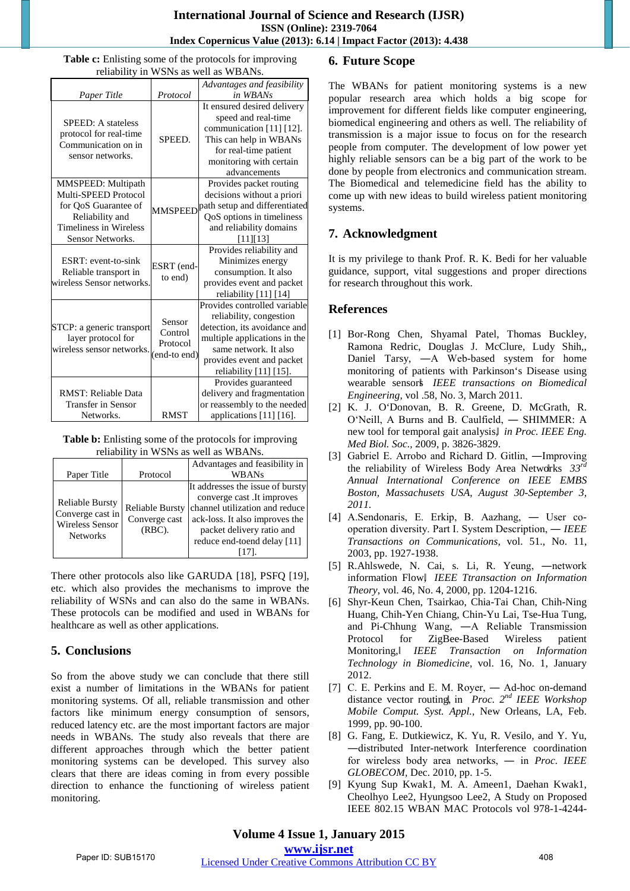**Table c:** Enlisting some of the protocols for improving reliability in WSNs as well as WBANs.

| *Paper Title* | *Protocol* | *Advantages and feasibility in WBANs* |
|---|---|---|
| SPEED: A stateless protocol for real-time Communication on in sensor networks. | SPEED. | It ensured desired delivery speed and real-time communication [11] [12]. This can help in WBANs for real-time patient monitoring with certain advancements |
| MMSPEED: Multipath Multi-SPEED Protocol for QoS Guarantee of Reliability and Timeliness in Wireless Sensor Networks. | MMSPEED | Provides packet routing decisions without a priori path setup and differentiated QoS options in timeliness and reliability domains [11][13] |
| ESRT: event-to-sink Reliable transport in wireless Sensor networks. | ESRT (end-to end) | Provides reliability and Minimizes energy consumption. It also provides event and packet reliability [11] [14] |
| STCP: a generic transport layer protocol for wireless sensor networks. | Sensor Control Protocol (end-to end) | Provides controlled variable reliability, congestion detection, its avoidance and multiple applications in the same network. It also provides event and packet reliability [11] [15]. |
| RMST: Reliable Data Transfer in Sensor Networks. | RMST | Provides guaranteed delivery and fragmentation or reassembly to the needed applications [11] [16]. |

**Table b:** Enlisting some of the protocols for improving reliability in WSNs as well as WBANs.

| Paper Title | Protocol | Advantages and feasibility in WBANs |
|---|---|---|
| Reliable Bursty Converge cast in Wireless Sensor Networks | Reliable Bursty Converge cast (RBC). | It addresses the issue of bursty converge cast .It improves channel utilization and reduce ack-loss. It also improves the packet delivery ratio and reduce end-toend delay [11] [17]. |

There other protocols also like GARUDA [18], PSFQ [19], etc. which also provides the mechanisms to improve the reliability of WSNs and can also do the same in WBANs. These protocols can be modified and used in WBANs for healthcare as well as other applications.

## 5. Conclusions

So from the above study we can conclude that there still exist a number of limitations in the WBANs for patient monitoring systems. Of all, reliable transmission and other factors like minimum energy consumption of sensors, reduced latency etc. are the most important factors are major needs in WBANs. The study also reveals that there are different approaches through which the better patient monitoring systems can be developed. This survey also clears that there are ideas coming in from every possible direction to enhance the functioning of wireless patient monitoring.

## 6. Future Scope

The WBANs for patient monitoring systems is a new popular research area which holds a big scope for improvement for different fields like computer engineering, biomedical engineering and others as well. The reliability of transmission is a major issue to focus on for the research people from computer. The development of low power yet highly reliable sensors can be a big part of the work to be done by people from electronics and communication stream. The Biomedical and telemedicine field has the ability to come up with new ideas to build wireless patient monitoring systems.

## 7. Acknowledgment

It is my privilege to thank Prof. R. K. Bedi for her valuable guidance, support, vital suggestions and proper directions for research throughout this work.

## References

[1] Bor-Rong Chen, Shyamal Patel, Thomas Buckley, Ramona Redric, Douglas J. McClure, Ludy Shih,, Daniel Tarsy, ―A Web-based system for home monitoring of patients with Parkinson's Disease using wearable sensors‖ *IEEE transactions on Biomedical Engineering*, vol .58, No. 3, March 2011.

[2] K. J. O'Donovan, B. R. Greene, D. McGrath, R. O'Neill, A Burns and B. Caulfield, ― SHIMMER: A new tool for temporal gait analysis‖ *in Proc. IEEE Eng. Med Biol. Soc.*, 2009, pp. 3826-3829.

[3] Gabriel E. Arrobo and Richard D. Gitlin, ―Improving the reliability of Wireless Body Area Networks *33rd Annual International Conference on IEEE EMBS Boston, Massachusets USA, August 30-September 3, 2011.*

[4] A.Sendonaris, E. Erkip, B. Aazhang, ― User co-operation diversity. Part I. System Description, ― *IEEE Transactions on Communications,* vol. 51., No. 11, 2003, pp. 1927-1938.

[5] R.Ahlswede, N. Cai, s. Li, R. Yeung, ―network information Flow‖ *IEEE Ttransaction on Information Theory*, vol. 46, No. 4, 2000, pp. 1204-1216.

[6] Shyr-Keun Chen, Tsairkao, Chia-Tai Chan, Chih-Ning Huang, Chih-Yen Chiang, Chin-Yu Lai, Tse-Hua Tung, and Pi-Chhung Wang, ―A Reliable Transmission Protocol for ZigBee-Based Wireless patient Monitoring,‖ *IEEE Transaction on Information Technology in Biomedicine,* vol. 16, No. 1, January 2012.

[7] C. E. Perkins and E. M. Royer, ― Ad-hoc on-demand distance vector routing‖, in *Proc. 2nd IEEE Workshop Mobile Comput. Syst. Appl.*, New Orleans, LA, Feb. 1999, pp. 90-100.

[8] G. Fang, E. Dutkiewicz, K. Yu, R. Vesilo, and Y. Yu, ―distributed Inter-network Interference coordination for wireless body area networks, ― in *Proc. IEEE GLOBECOM,* Dec. 2010, pp. 1-5.

[9] Kyung Sup Kwak1, M. A. Ameen1, Daehan Kwak1, Cheolhyo Lee2, Hyungsoo Lee2, A Study on Proposed IEEE 802.15 WBAN MAC Protocols vol 978-1-4244-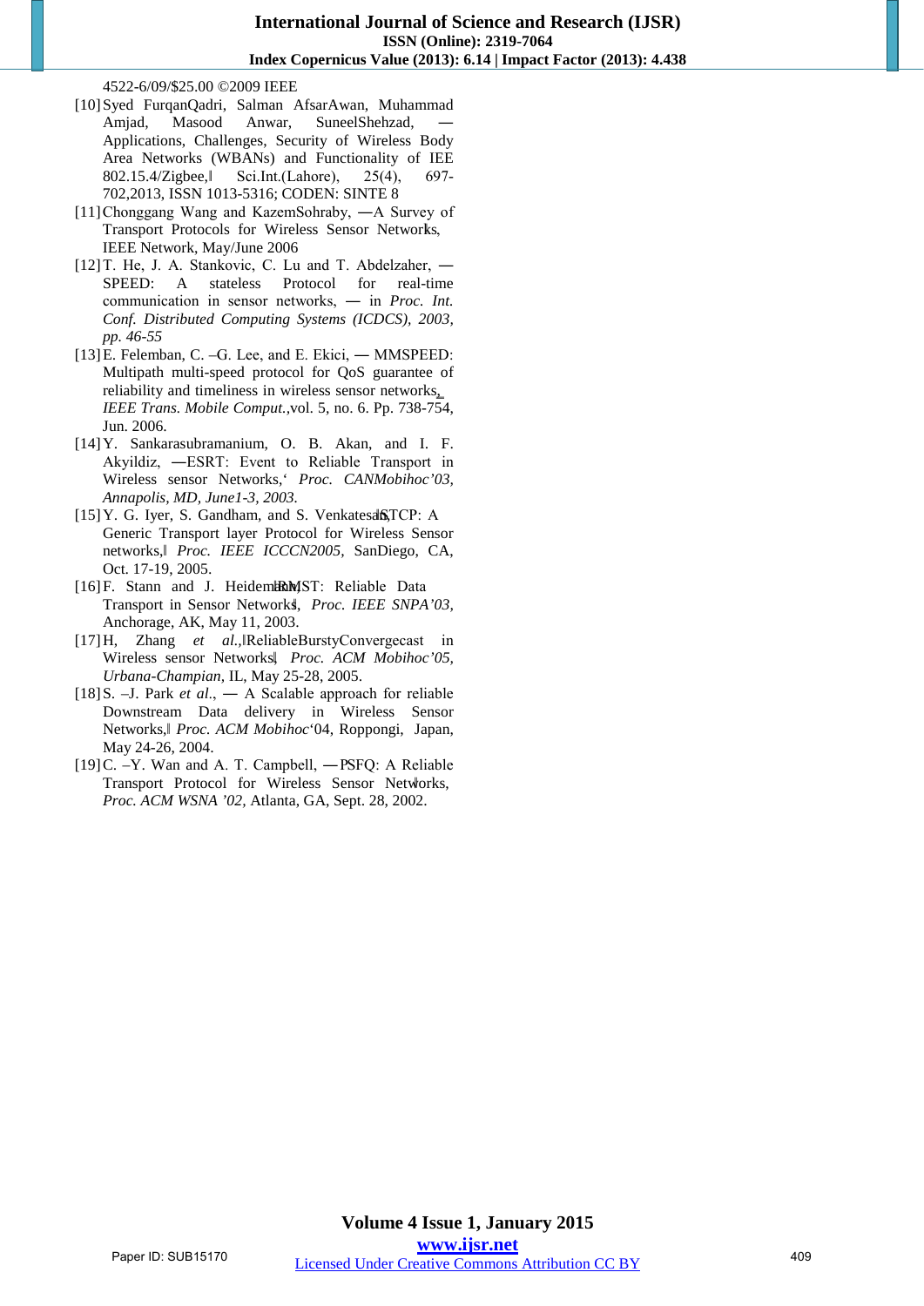4522-6/09/$25.00 ©2009 IEEE

[10] Syed FurqanQadri, Salman AfsarAwan, Muhammad Amjad, Masood Anwar, SuneelShehzad, ―Applications, Challenges, Security of Wireless Body Area Networks (WBANs) and Functionality of IEE 802.15.4/Zigbee,‖ Sci.Int.(Lahore), 25(4), 697-702,2013, ISSN 1013-5316; CODEN: SINTE 8

[11] Chonggang Wang and KazemSohraby, ―A Survey of Transport Protocols for Wireless Sensor Networks, IEEE Network, May/June 2006

[12] T. He, J. A. Stankovic, C. Lu and T. Abdelzaher, ― SPEED: A stateless Protocol for real-time communication in sensor networks, ― in *Proc. Int. Conf. Distributed Computing Systems (ICDCS), 2003, pp. 46-55*

[13] E. Felemban, C. –G. Lee, and E. Ekici, ― MMSPEED: Multipath multi-speed protocol for QoS guarantee of reliability and timeliness in wireless sensor networks, *IEEE Trans. Mobile Comput.*,vol. 5, no. 6. Pp. 738-754, Jun. 2006.

[14] Y. Sankarasubramanium, O. B. Akan, and I. F. Akyildiz, ―ESRT: Event to Reliable Transport in Wireless sensor Networks,' *Proc. CANMobihoc'03, Annapolis, MD, June1-3, 2003.*

[15] Y. G. Iyer, S. Gandham, and S. Venkatesan, ―STCP: A Generic Transport layer Protocol for Wireless Sensor networks,‖ *Proc. IEEE ICCCN2005*, SanDiego, CA, Oct. 17-19, 2005.

[16] F. Stann and J. Heidemann, ―RMST: Reliable Data Transport in Sensor Networks‖, *Proc. IEEE SNPA'03*, Anchorage, AK, May 11, 2003.

[17] H, Zhang *et al.*,‖ReliableBurstyConvergecast in Wireless sensor Networks‖ *Proc. ACM Mobihoc'05, Urbana-Champian*, IL, May 25-28, 2005.

[18] S. –J. Park *et al.*, ― A Scalable approach for reliable Downstream Data delivery in Wireless Sensor Networks,‖ *Proc. ACM Mobihoc*'04, Roppongi, Japan, May 24-26, 2004.

[19] C. –Y. Wan and A. T. Campbell, ―PSFQ: A Reliable Transport Protocol for Wireless Sensor Networks, *Proc. ACM WSNA '02*, Atlanta, GA, Sept. 28, 2002.